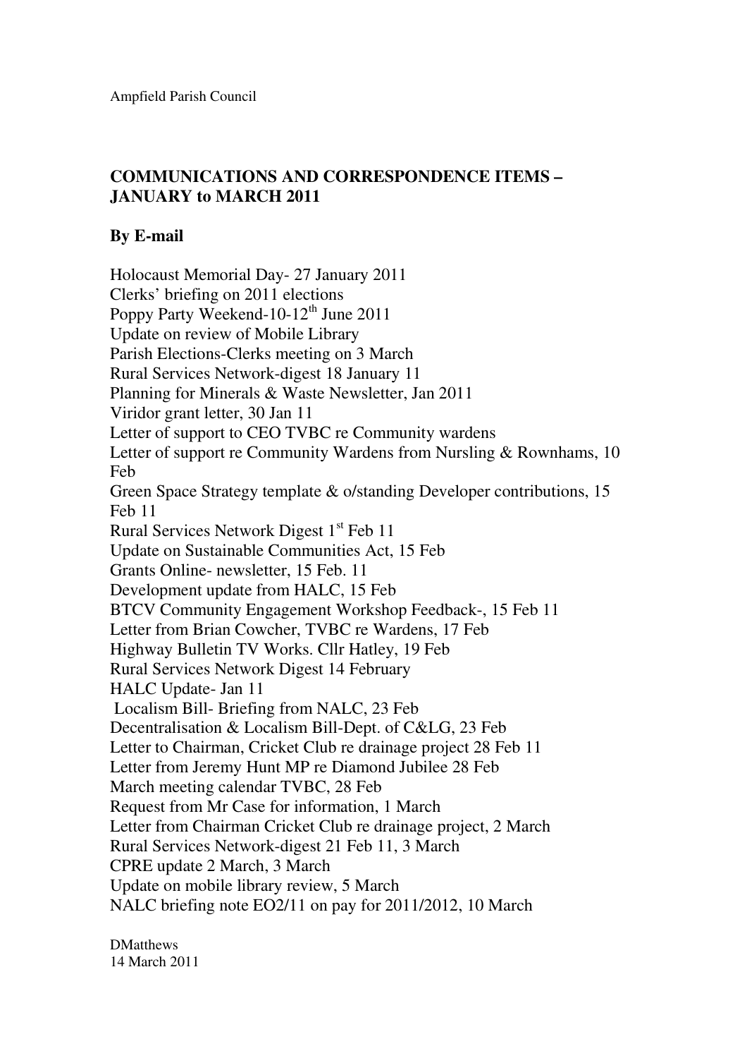Ampfield Parish Council

## COMMUNICATIONS AND CORRESPONDENCE ITEMS – JANUARY to MARCH 2011

### By E-mail

Holocaust Memorial Day- 27 January 2011
Clerks' briefing on 2011 elections
Poppy Party Weekend-10-12th June 2011
Update on review of Mobile Library
Parish Elections-Clerks meeting on 3 March
Rural Services Network-digest 18 January 11
Planning for Minerals & Waste Newsletter, Jan 2011
Viridor grant letter, 30 Jan 11
Letter of support to CEO TVBC re Community wardens
Letter of support re Community Wardens from Nursling & Rownhams, 10 Feb
Green Space Strategy template & o/standing Developer contributions, 15 Feb 11
Rural Services Network Digest 1st Feb 11
Update on Sustainable Communities Act, 15 Feb
Grants Online- newsletter, 15 Feb. 11
Development update from HALC, 15 Feb
BTCV Community Engagement Workshop Feedback-, 15 Feb 11
Letter from Brian Cowcher, TVBC re Wardens, 17 Feb
Highway Bulletin TV Works. Cllr Hatley, 19 Feb
Rural Services Network Digest 14 February
HALC Update- Jan 11
Localism Bill- Briefing from NALC, 23 Feb
Decentralisation & Localism Bill-Dept. of C&LG, 23 Feb
Letter to Chairman, Cricket Club re drainage project 28 Feb 11
Letter from Jeremy Hunt MP re Diamond Jubilee 28 Feb
March meeting calendar TVBC, 28 Feb
Request from Mr Case for information, 1 March
Letter from Chairman Cricket Club re drainage project, 2 March
Rural Services Network-digest 21 Feb 11, 3 March
CPRE update 2 March, 3 March
Update on mobile library review, 5 March
NALC briefing note EO2/11 on pay for 2011/2012, 10 March

DMatthews
14 March 2011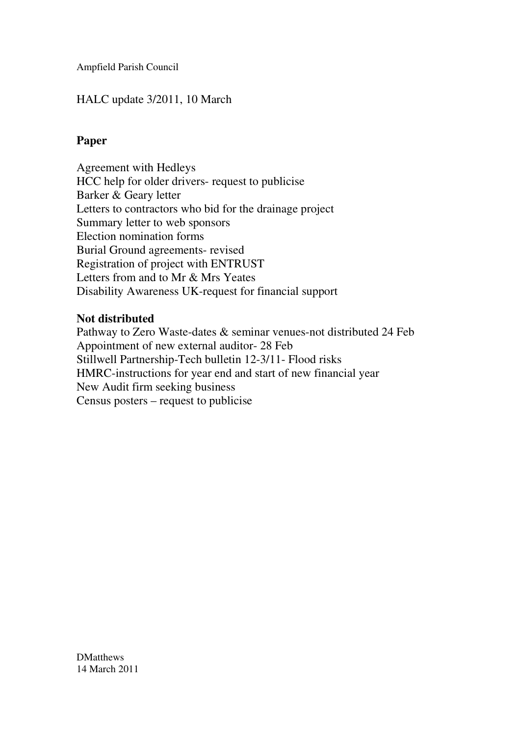Ampfield Parish Council

HALC update 3/2011, 10 March

## Paper

Agreement with Hedleys
HCC help for older drivers- request to publicise
Barker & Geary letter
Letters to contractors who bid for the drainage project
Summary letter to web sponsors
Election nomination forms
Burial Ground agreements- revised
Registration of project with ENTRUST
Letters from and to Mr & Mrs Yeates
Disability Awareness UK-request for financial support

## Not distributed

Pathway to Zero Waste-dates & seminar venues-not distributed 24 Feb
Appointment of new external auditor- 28 Feb
Stillwell Partnership-Tech bulletin 12-3/11- Flood risks
HMRC-instructions for year end and start of new financial year
New Audit firm seeking business
Census posters – request to publicise

DMatthews
14 March 2011